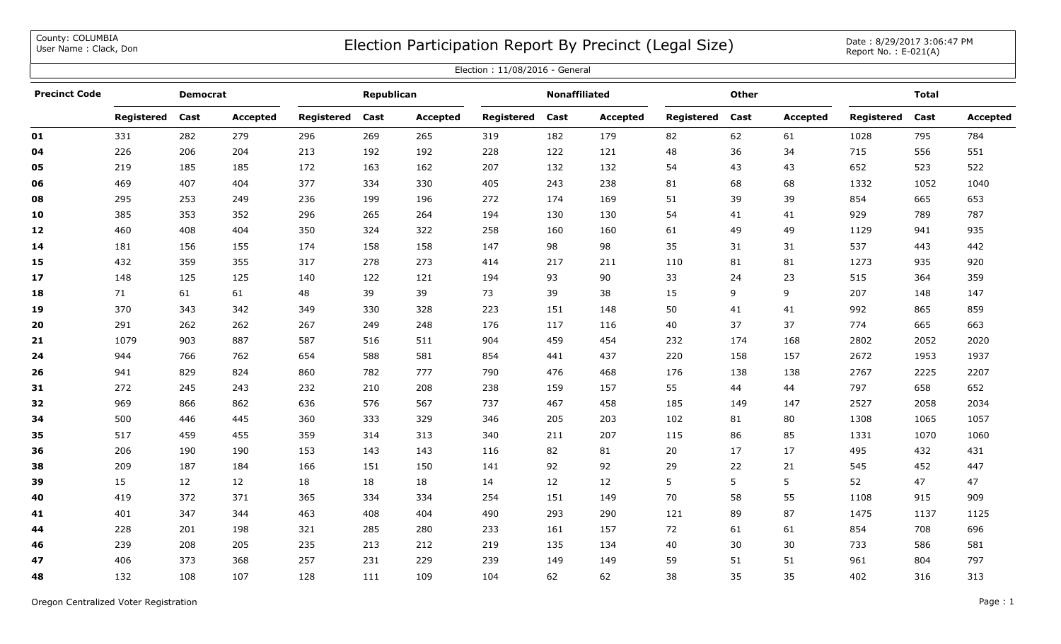County: COLUMBIA
User Name : Clack, Don

# Election Participation Report By Precinct (Legal Size)

Date : 8/29/2017 3:06:47 PM
Report No. : E-021(A)

Election : 11/08/2016 - General

| Precinct Code | Democrat | | | Republican | | | Nonaffiliated | | | Other | | | Total | | |
|---|---|---|---|---|---|---|---|---|---|---|---|---|---|---|---|
| | Registered | Cast | Accepted | Registered | Cast | Accepted | Registered | Cast | Accepted | Registered | Cast | Accepted | Registered | Cast | Accepted |
| 01 | 331 | 282 | 279 | 296 | 269 | 265 | 319 | 182 | 179 | 82 | 62 | 61 | 1028 | 795 | 784 |
| 04 | 226 | 206 | 204 | 213 | 192 | 192 | 228 | 122 | 121 | 48 | 36 | 34 | 715 | 556 | 551 |
| 05 | 219 | 185 | 185 | 172 | 163 | 162 | 207 | 132 | 132 | 54 | 43 | 43 | 652 | 523 | 522 |
| 06 | 469 | 407 | 404 | 377 | 334 | 330 | 405 | 243 | 238 | 81 | 68 | 68 | 1332 | 1052 | 1040 |
| 08 | 295 | 253 | 249 | 236 | 199 | 196 | 272 | 174 | 169 | 51 | 39 | 39 | 854 | 665 | 653 |
| 10 | 385 | 353 | 352 | 296 | 265 | 264 | 194 | 130 | 130 | 54 | 41 | 41 | 929 | 789 | 787 |
| 12 | 460 | 408 | 404 | 350 | 324 | 322 | 258 | 160 | 160 | 61 | 49 | 49 | 1129 | 941 | 935 |
| 14 | 181 | 156 | 155 | 174 | 158 | 158 | 147 | 98 | 98 | 35 | 31 | 31 | 537 | 443 | 442 |
| 15 | 432 | 359 | 355 | 317 | 278 | 273 | 414 | 217 | 211 | 110 | 81 | 81 | 1273 | 935 | 920 |
| 17 | 148 | 125 | 125 | 140 | 122 | 121 | 194 | 93 | 90 | 33 | 24 | 23 | 515 | 364 | 359 |
| 18 | 71 | 61 | 61 | 48 | 39 | 39 | 73 | 39 | 38 | 15 | 9 | 9 | 207 | 148 | 147 |
| 19 | 370 | 343 | 342 | 349 | 330 | 328 | 223 | 151 | 148 | 50 | 41 | 41 | 992 | 865 | 859 |
| 20 | 291 | 262 | 262 | 267 | 249 | 248 | 176 | 117 | 116 | 40 | 37 | 37 | 774 | 665 | 663 |
| 21 | 1079 | 903 | 887 | 587 | 516 | 511 | 904 | 459 | 454 | 232 | 174 | 168 | 2802 | 2052 | 2020 |
| 24 | 944 | 766 | 762 | 654 | 588 | 581 | 854 | 441 | 437 | 220 | 158 | 157 | 2672 | 1953 | 1937 |
| 26 | 941 | 829 | 824 | 860 | 782 | 777 | 790 | 476 | 468 | 176 | 138 | 138 | 2767 | 2225 | 2207 |
| 31 | 272 | 245 | 243 | 232 | 210 | 208 | 238 | 159 | 157 | 55 | 44 | 44 | 797 | 658 | 652 |
| 32 | 969 | 866 | 862 | 636 | 576 | 567 | 737 | 467 | 458 | 185 | 149 | 147 | 2527 | 2058 | 2034 |
| 34 | 500 | 446 | 445 | 360 | 333 | 329 | 346 | 205 | 203 | 102 | 81 | 80 | 1308 | 1065 | 1057 |
| 35 | 517 | 459 | 455 | 359 | 314 | 313 | 340 | 211 | 207 | 115 | 86 | 85 | 1331 | 1070 | 1060 |
| 36 | 206 | 190 | 190 | 153 | 143 | 143 | 116 | 82 | 81 | 20 | 17 | 17 | 495 | 432 | 431 |
| 38 | 209 | 187 | 184 | 166 | 151 | 150 | 141 | 92 | 92 | 29 | 22 | 21 | 545 | 452 | 447 |
| 39 | 15 | 12 | 12 | 18 | 18 | 18 | 14 | 12 | 12 | 5 | 5 | 5 | 52 | 47 | 47 |
| 40 | 419 | 372 | 371 | 365 | 334 | 334 | 254 | 151 | 149 | 70 | 58 | 55 | 1108 | 915 | 909 |
| 41 | 401 | 347 | 344 | 463 | 408 | 404 | 490 | 293 | 290 | 121 | 89 | 87 | 1475 | 1137 | 1125 |
| 44 | 228 | 201 | 198 | 321 | 285 | 280 | 233 | 161 | 157 | 72 | 61 | 61 | 854 | 708 | 696 |
| 46 | 239 | 208 | 205 | 235 | 213 | 212 | 219 | 135 | 134 | 40 | 30 | 30 | 733 | 586 | 581 |
| 47 | 406 | 373 | 368 | 257 | 231 | 229 | 239 | 149 | 149 | 59 | 51 | 51 | 961 | 804 | 797 |
| 48 | 132 | 108 | 107 | 128 | 111 | 109 | 104 | 62 | 62 | 38 | 35 | 35 | 402 | 316 | 313 |

Oregon Centralized Voter Registration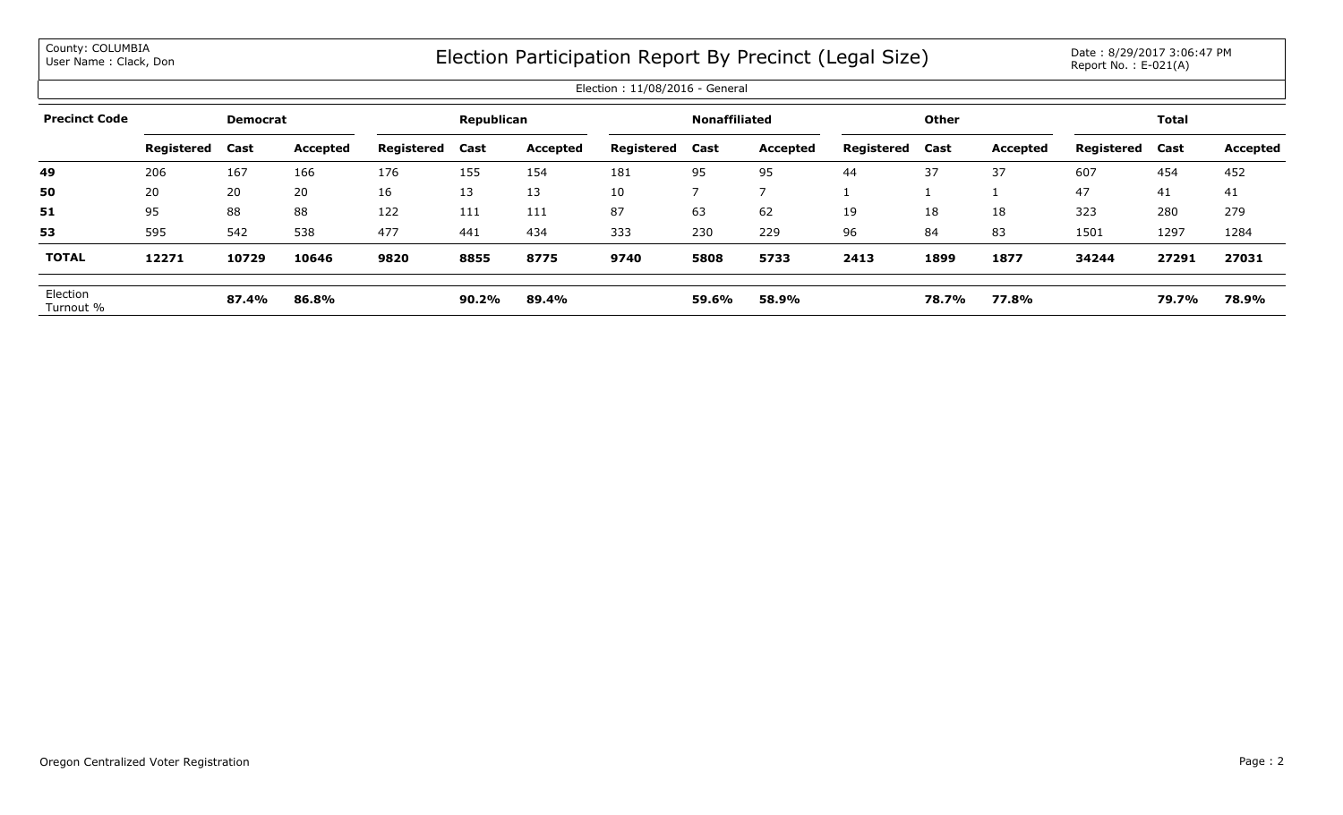County: COLUMBIA
User Name : Clack, Don

# Election Participation Report By Precinct (Legal Size)

Date : 8/29/2017 3:06:47 PM
Report No. : E-021(A)

Election : 11/08/2016 - General

| Precinct Code | Democrat | | | Republican | | | Nonaffiliated | | | Other | | | Total | | |
|---|---|---|---|---|---|---|---|---|---|---|---|---|---|---|---|
| | Registered | Cast | Accepted | Registered | Cast | Accepted | Registered | Cast | Accepted | Registered | Cast | Accepted | Registered | Cast | Accepted |
| **49** | 206 | 167 | 166 | 176 | 155 | 154 | 181 | 95 | 95 | 44 | 37 | 37 | 607 | 454 | 452 |
| **50** | 20 | 20 | 20 | 16 | 13 | 13 | 10 | 7 | 7 | 1 | 1 | 1 | 47 | 41 | 41 |
| **51** | 95 | 88 | 88 | 122 | 111 | 111 | 87 | 63 | 62 | 19 | 18 | 18 | 323 | 280 | 279 |
| **53** | 595 | 542 | 538 | 477 | 441 | 434 | 333 | 230 | 229 | 96 | 84 | 83 | 1501 | 1297 | 1284 |
| **TOTAL** | **12271** | **10729** | **10646** | **9820** | **8855** | **8775** | **9740** | **5808** | **5733** | **2413** | **1899** | **1877** | **34244** | **27291** | **27031** |
| Election Turnout % | | **87.4%** | **86.8%** | | **90.2%** | **89.4%** | | **59.6%** | **58.9%** | | **78.7%** | **77.8%** | | **79.7%** | **78.9%** |

Oregon Centralized Voter Registration